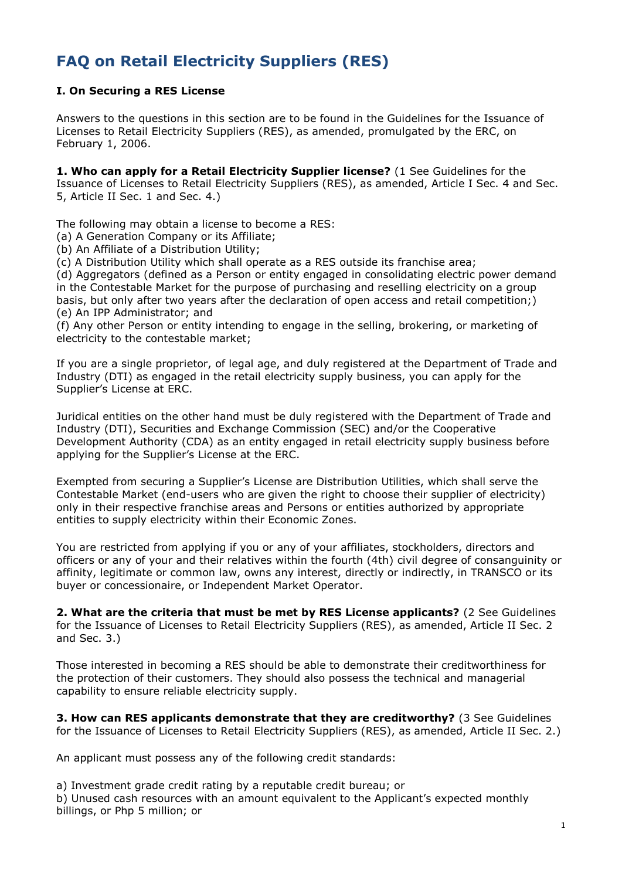# FAQ on Retail Electricity Suppliers (RES)

## I. On Securing a RES License

Answers to the questions in this section are to be found in the Guidelines for the Issuance of Licenses to Retail Electricity Suppliers (RES), as amended, promulgated by the ERC, on February 1, 2006.

**1. Who can apply for a Retail Electricity Supplier license?** (1 See Guidelines for the Issuance of Licenses to Retail Electricity Suppliers (RES), as amended, Article I Sec. 4 and Sec. 5, Article II Sec. 1 and Sec. 4.)

The following may obtain a license to become a RES:
(a) A Generation Company or its Affiliate;
(b) An Affiliate of a Distribution Utility;
(c) A Distribution Utility which shall operate as a RES outside its franchise area;
(d) Aggregators (defined as a Person or entity engaged in consolidating electric power demand in the Contestable Market for the purpose of purchasing and reselling electricity on a group basis, but only after two years after the declaration of open access and retail competition;)
(e) An IPP Administrator; and
(f) Any other Person or entity intending to engage in the selling, brokering, or marketing of electricity to the contestable market;

If you are a single proprietor, of legal age, and duly registered at the Department of Trade and Industry (DTI) as engaged in the retail electricity supply business, you can apply for the Supplier's License at ERC.

Juridical entities on the other hand must be duly registered with the Department of Trade and Industry (DTI), Securities and Exchange Commission (SEC) and/or the Cooperative Development Authority (CDA) as an entity engaged in retail electricity supply business before applying for the Supplier's License at the ERC.

Exempted from securing a Supplier's License are Distribution Utilities, which shall serve the Contestable Market (end-users who are given the right to choose their supplier of electricity) only in their respective franchise areas and Persons or entities authorized by appropriate entities to supply electricity within their Economic Zones.

You are restricted from applying if you or any of your affiliates, stockholders, directors and officers or any of your and their relatives within the fourth (4th) civil degree of consanguinity or affinity, legitimate or common law, owns any interest, directly or indirectly, in TRANSCO or its buyer or concessionaire, or Independent Market Operator.

**2. What are the criteria that must be met by RES License applicants?** (2 See Guidelines for the Issuance of Licenses to Retail Electricity Suppliers (RES), as amended, Article II Sec. 2 and Sec. 3.)

Those interested in becoming a RES should be able to demonstrate their creditworthiness for the protection of their customers. They should also possess the technical and managerial capability to ensure reliable electricity supply.

**3. How can RES applicants demonstrate that they are creditworthy?** (3 See Guidelines for the Issuance of Licenses to Retail Electricity Suppliers (RES), as amended, Article II Sec. 2.)

An applicant must possess any of the following credit standards:

a) Investment grade credit rating by a reputable credit bureau; or
b) Unused cash resources with an amount equivalent to the Applicant's expected monthly billings, or Php 5 million; or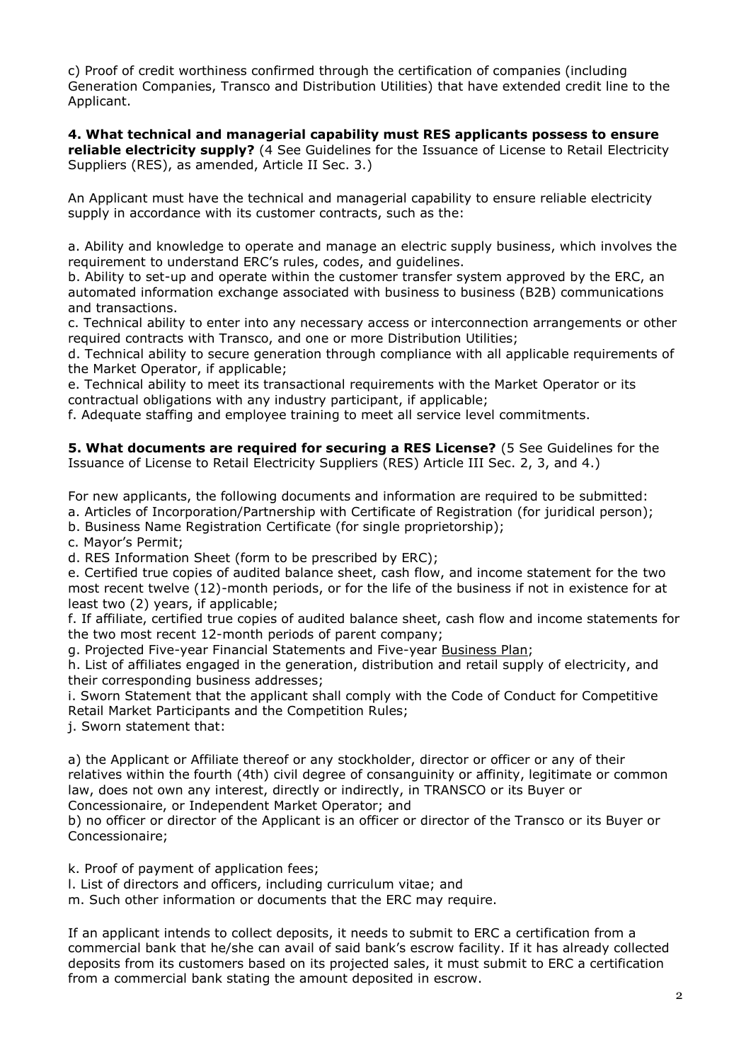c) Proof of credit worthiness confirmed through the certification of companies (including Generation Companies, Transco and Distribution Utilities) that have extended credit line to the Applicant.

**4. What technical and managerial capability must RES applicants possess to ensure reliable electricity supply?** (4 See Guidelines for the Issuance of License to Retail Electricity Suppliers (RES), as amended, Article II Sec. 3.)

An Applicant must have the technical and managerial capability to ensure reliable electricity supply in accordance with its customer contracts, such as the:

a. Ability and knowledge to operate and manage an electric supply business, which involves the requirement to understand ERC's rules, codes, and guidelines.
b. Ability to set-up and operate within the customer transfer system approved by the ERC, an automated information exchange associated with business to business (B2B) communications and transactions.
c. Technical ability to enter into any necessary access or interconnection arrangements or other required contracts with Transco, and one or more Distribution Utilities;
d. Technical ability to secure generation through compliance with all applicable requirements of the Market Operator, if applicable;
e. Technical ability to meet its transactional requirements with the Market Operator or its contractual obligations with any industry participant, if applicable;
f. Adequate staffing and employee training to meet all service level commitments.

**5. What documents are required for securing a RES License?** (5 See Guidelines for the Issuance of License to Retail Electricity Suppliers (RES) Article III Sec. 2, 3, and 4.)

For new applicants, the following documents and information are required to be submitted:
a. Articles of Incorporation/Partnership with Certificate of Registration (for juridical person);
b. Business Name Registration Certificate (for single proprietorship);
c. Mayor's Permit;
d. RES Information Sheet (form to be prescribed by ERC);
e. Certified true copies of audited balance sheet, cash flow, and income statement for the two most recent twelve (12)-month periods, or for the life of the business if not in existence for at least two (2) years, if applicable;
f. If affiliate, certified true copies of audited balance sheet, cash flow and income statements for the two most recent 12-month periods of parent company;
g. Projected Five-year Financial Statements and Five-year Business Plan;
h. List of affiliates engaged in the generation, distribution and retail supply of electricity, and their corresponding business addresses;
i. Sworn Statement that the applicant shall comply with the Code of Conduct for Competitive Retail Market Participants and the Competition Rules;
j. Sworn statement that:

a) the Applicant or Affiliate thereof or any stockholder, director or officer or any of their relatives within the fourth (4th) civil degree of consanguinity or affinity, legitimate or common law, does not own any interest, directly or indirectly, in TRANSCO or its Buyer or Concessionaire, or Independent Market Operator; and
b) no officer or director of the Applicant is an officer or director of the Transco or its Buyer or Concessionaire;

k. Proof of payment of application fees;
l. List of directors and officers, including curriculum vitae; and
m. Such other information or documents that the ERC may require.

If an applicant intends to collect deposits, it needs to submit to ERC a certification from a commercial bank that he/she can avail of said bank's escrow facility. If it has already collected deposits from its customers based on its projected sales, it must submit to ERC a certification from a commercial bank stating the amount deposited in escrow.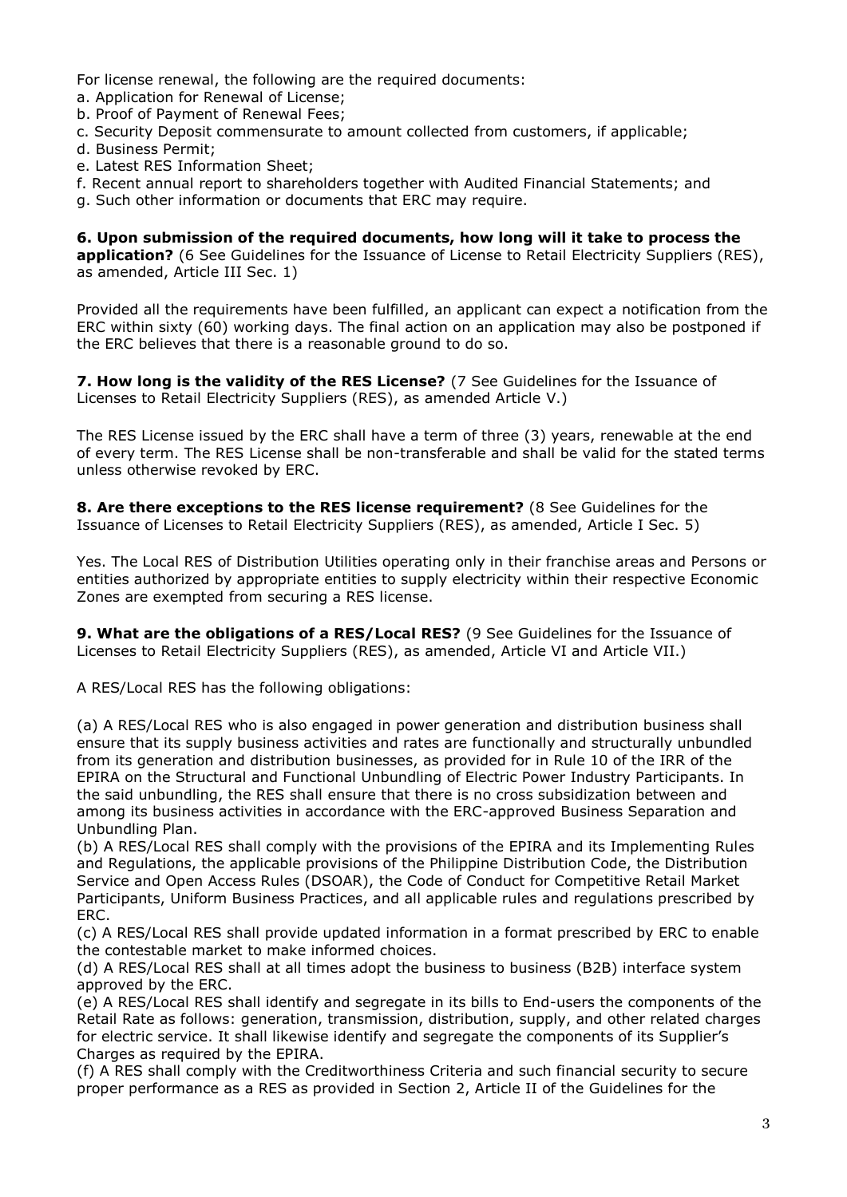For license renewal, the following are the required documents:

a. Application for Renewal of License;
b. Proof of Payment of Renewal Fees;
c. Security Deposit commensurate to amount collected from customers, if applicable;
d. Business Permit;
e. Latest RES Information Sheet;
f. Recent annual report to shareholders together with Audited Financial Statements; and
g. Such other information or documents that ERC may require.

**6. Upon submission of the required documents, how long will it take to process the application?** (6 See Guidelines for the Issuance of License to Retail Electricity Suppliers (RES), as amended, Article III Sec. 1)

Provided all the requirements have been fulfilled, an applicant can expect a notification from the ERC within sixty (60) working days. The final action on an application may also be postponed if the ERC believes that there is a reasonable ground to do so.

**7. How long is the validity of the RES License?** (7 See Guidelines for the Issuance of Licenses to Retail Electricity Suppliers (RES), as amended Article V.)

The RES License issued by the ERC shall have a term of three (3) years, renewable at the end of every term. The RES License shall be non-transferable and shall be valid for the stated terms unless otherwise revoked by ERC.

**8. Are there exceptions to the RES license requirement?** (8 See Guidelines for the Issuance of Licenses to Retail Electricity Suppliers (RES), as amended, Article I Sec. 5)

Yes. The Local RES of Distribution Utilities operating only in their franchise areas and Persons or entities authorized by appropriate entities to supply electricity within their respective Economic Zones are exempted from securing a RES license.

**9. What are the obligations of a RES/Local RES?** (9 See Guidelines for the Issuance of Licenses to Retail Electricity Suppliers (RES), as amended, Article VI and Article VII.)

A RES/Local RES has the following obligations:

(a) A RES/Local RES who is also engaged in power generation and distribution business shall ensure that its supply business activities and rates are functionally and structurally unbundled from its generation and distribution businesses, as provided for in Rule 10 of the IRR of the EPIRA on the Structural and Functional Unbundling of Electric Power Industry Participants. In the said unbundling, the RES shall ensure that there is no cross subsidization between and among its business activities in accordance with the ERC-approved Business Separation and Unbundling Plan.
(b) A RES/Local RES shall comply with the provisions of the EPIRA and its Implementing Rules and Regulations, the applicable provisions of the Philippine Distribution Code, the Distribution Service and Open Access Rules (DSOAR), the Code of Conduct for Competitive Retail Market Participants, Uniform Business Practices, and all applicable rules and regulations prescribed by ERC.
(c) A RES/Local RES shall provide updated information in a format prescribed by ERC to enable the contestable market to make informed choices.
(d) A RES/Local RES shall at all times adopt the business to business (B2B) interface system approved by the ERC.
(e) A RES/Local RES shall identify and segregate in its bills to End-users the components of the Retail Rate as follows: generation, transmission, distribution, supply, and other related charges for electric service. It shall likewise identify and segregate the components of its Supplier's Charges as required by the EPIRA.
(f) A RES shall comply with the Creditworthiness Criteria and such financial security to secure proper performance as a RES as provided in Section 2, Article II of the Guidelines for the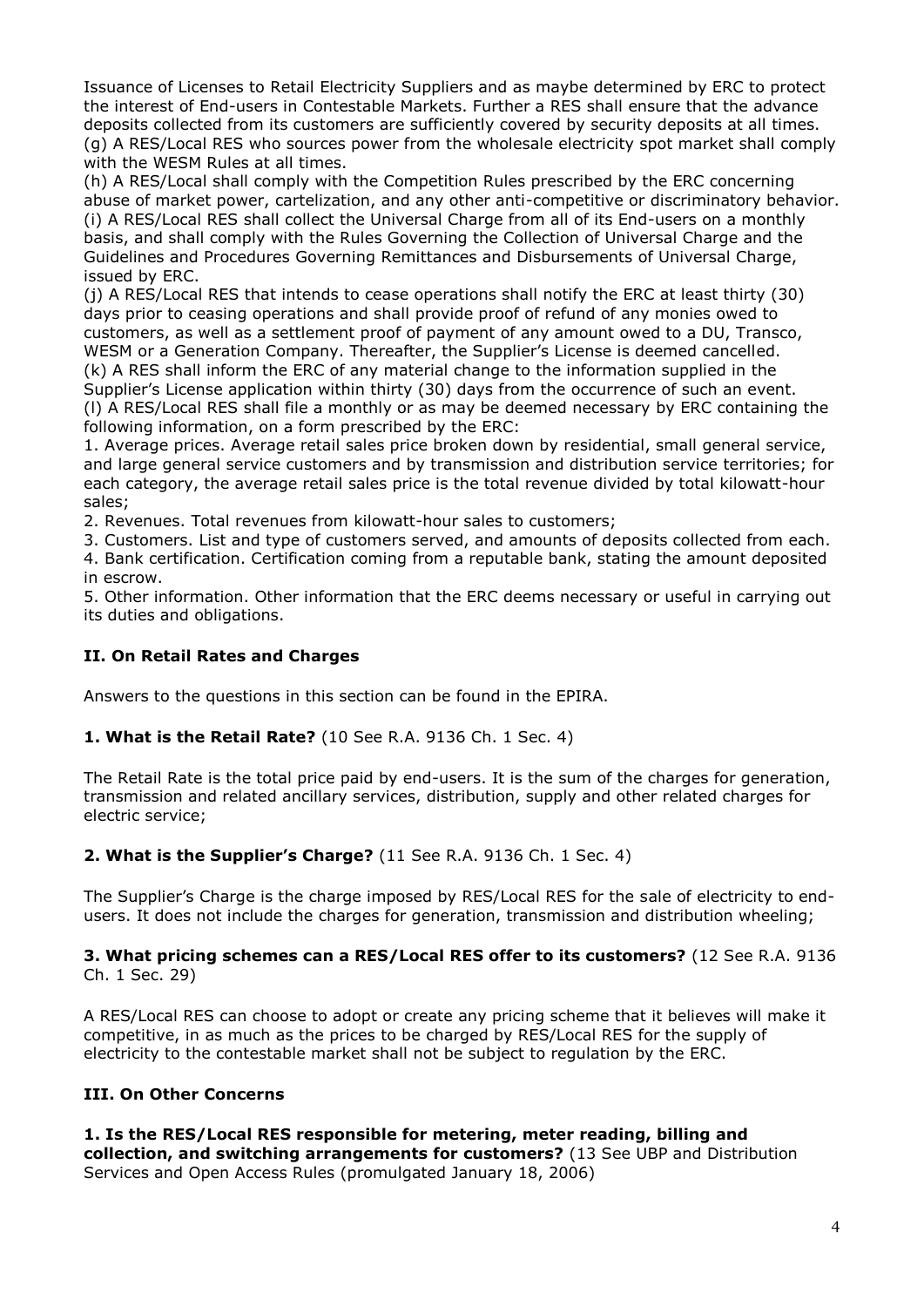Issuance of Licenses to Retail Electricity Suppliers and as maybe determined by ERC to protect the interest of End-users in Contestable Markets. Further a RES shall ensure that the advance deposits collected from its customers are sufficiently covered by security deposits at all times.
(g) A RES/Local RES who sources power from the wholesale electricity spot market shall comply with the WESM Rules at all times.
(h) A RES/Local shall comply with the Competition Rules prescribed by the ERC concerning abuse of market power, cartelization, and any other anti-competitive or discriminatory behavior.
(i) A RES/Local RES shall collect the Universal Charge from all of its End-users on a monthly basis, and shall comply with the Rules Governing the Collection of Universal Charge and the Guidelines and Procedures Governing Remittances and Disbursements of Universal Charge, issued by ERC.
(j) A RES/Local RES that intends to cease operations shall notify the ERC at least thirty (30) days prior to ceasing operations and shall provide proof of refund of any monies owed to customers, as well as a settlement proof of payment of any amount owed to a DU, Transco, WESM or a Generation Company. Thereafter, the Supplier's License is deemed cancelled.
(k) A RES shall inform the ERC of any material change to the information supplied in the Supplier's License application within thirty (30) days from the occurrence of such an event.
(l) A RES/Local RES shall file a monthly or as may be deemed necessary by ERC containing the following information, on a form prescribed by the ERC:

1. Average prices. Average retail sales price broken down by residential, small general service, and large general service customers and by transmission and distribution service territories; for each category, the average retail sales price is the total revenue divided by total kilowatt-hour sales;
2. Revenues. Total revenues from kilowatt-hour sales to customers;
3. Customers. List and type of customers served, and amounts of deposits collected from each.
4. Bank certification. Certification coming from a reputable bank, stating the amount deposited in escrow.
5. Other information. Other information that the ERC deems necessary or useful in carrying out its duties and obligations.

## II. On Retail Rates and Charges

Answers to the questions in this section can be found in the EPIRA.

**1. What is the Retail Rate?** (10 See R.A. 9136 Ch. 1 Sec. 4)

The Retail Rate is the total price paid by end-users. It is the sum of the charges for generation, transmission and related ancillary services, distribution, supply and other related charges for electric service;

**2. What is the Supplier's Charge?** (11 See R.A. 9136 Ch. 1 Sec. 4)

The Supplier's Charge is the charge imposed by RES/Local RES for the sale of electricity to end-users. It does not include the charges for generation, transmission and distribution wheeling;

**3. What pricing schemes can a RES/Local RES offer to its customers?** (12 See R.A. 9136 Ch. 1 Sec. 29)

A RES/Local RES can choose to adopt or create any pricing scheme that it believes will make it competitive, in as much as the prices to be charged by RES/Local RES for the supply of electricity to the contestable market shall not be subject to regulation by the ERC.

## III. On Other Concerns

**1. Is the RES/Local RES responsible for metering, meter reading, billing and collection, and switching arrangements for customers?** (13 See UBP and Distribution Services and Open Access Rules (promulgated January 18, 2006)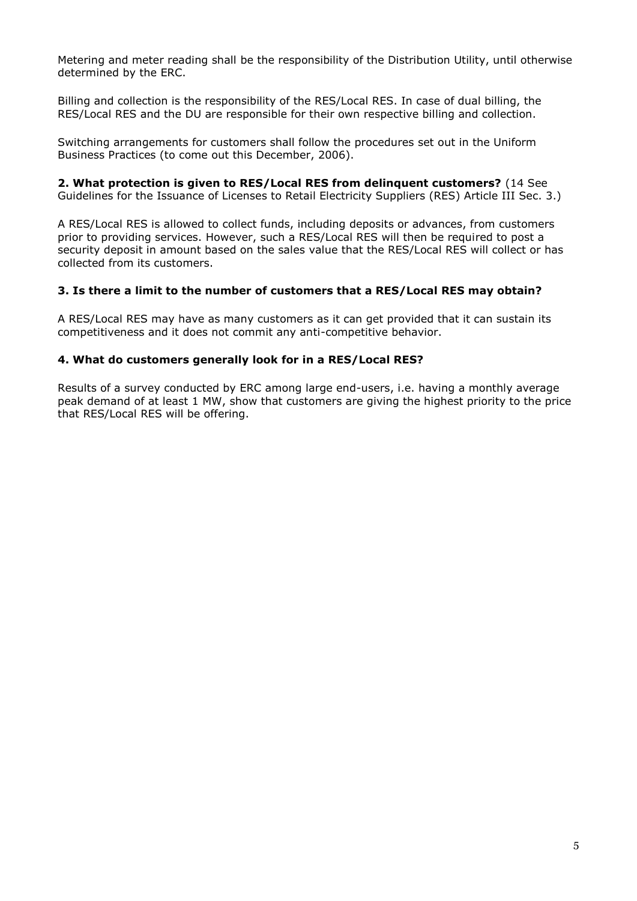Metering and meter reading shall be the responsibility of the Distribution Utility, until otherwise determined by the ERC.

Billing and collection is the responsibility of the RES/Local RES. In case of dual billing, the RES/Local RES and the DU are responsible for their own respective billing and collection.

Switching arrangements for customers shall follow the procedures set out in the Uniform Business Practices (to come out this December, 2006).

**2. What protection is given to RES/Local RES from delinquent customers?** (14 See Guidelines for the Issuance of Licenses to Retail Electricity Suppliers (RES) Article III Sec. 3.)

A RES/Local RES is allowed to collect funds, including deposits or advances, from customers prior to providing services. However, such a RES/Local RES will then be required to post a security deposit in amount based on the sales value that the RES/Local RES will collect or has collected from its customers.

**3. Is there a limit to the number of customers that a RES/Local RES may obtain?**

A RES/Local RES may have as many customers as it can get provided that it can sustain its competitiveness and it does not commit any anti-competitive behavior.

**4. What do customers generally look for in a RES/Local RES?**

Results of a survey conducted by ERC among large end-users, i.e. having a monthly average peak demand of at least 1 MW, show that customers are giving the highest priority to the price that RES/Local RES will be offering.